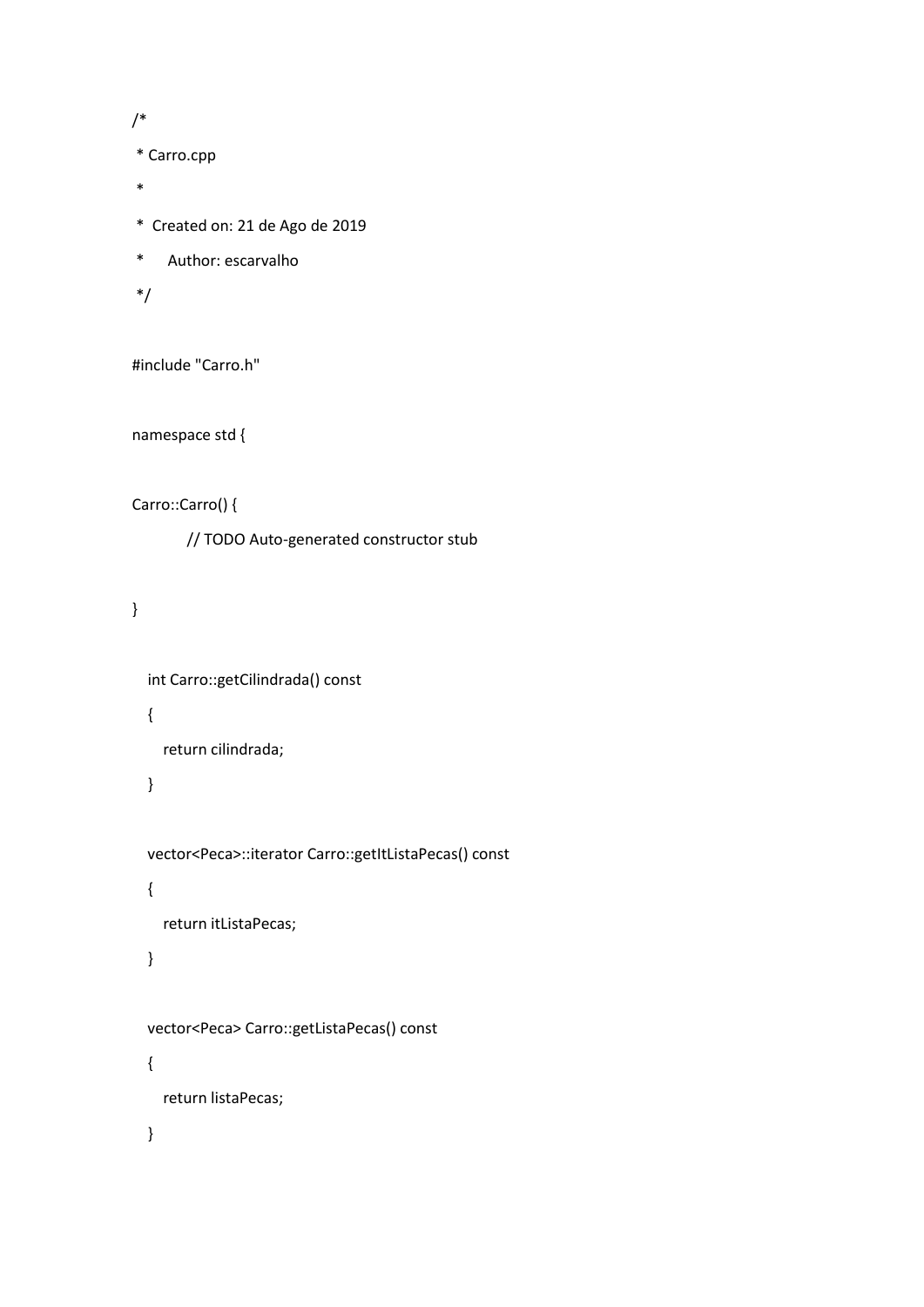```
/*
 * Carro.cpp
 *
 *  Created on: 21 de Ago de 2019
 *      Author: escarvalho
 */

#include "Carro.h"

namespace std {

Carro::Carro() {
	// TODO Auto-generated constructor stub

}

   int Carro::getCilindrada() const
   {
      return cilindrada;
   }

   vector<Peca>::iterator Carro::getItListaPecas() const
   {
      return itListaPecas;
   }

   vector<Peca> Carro::getListaPecas() const
   {
      return listaPecas;
   }
```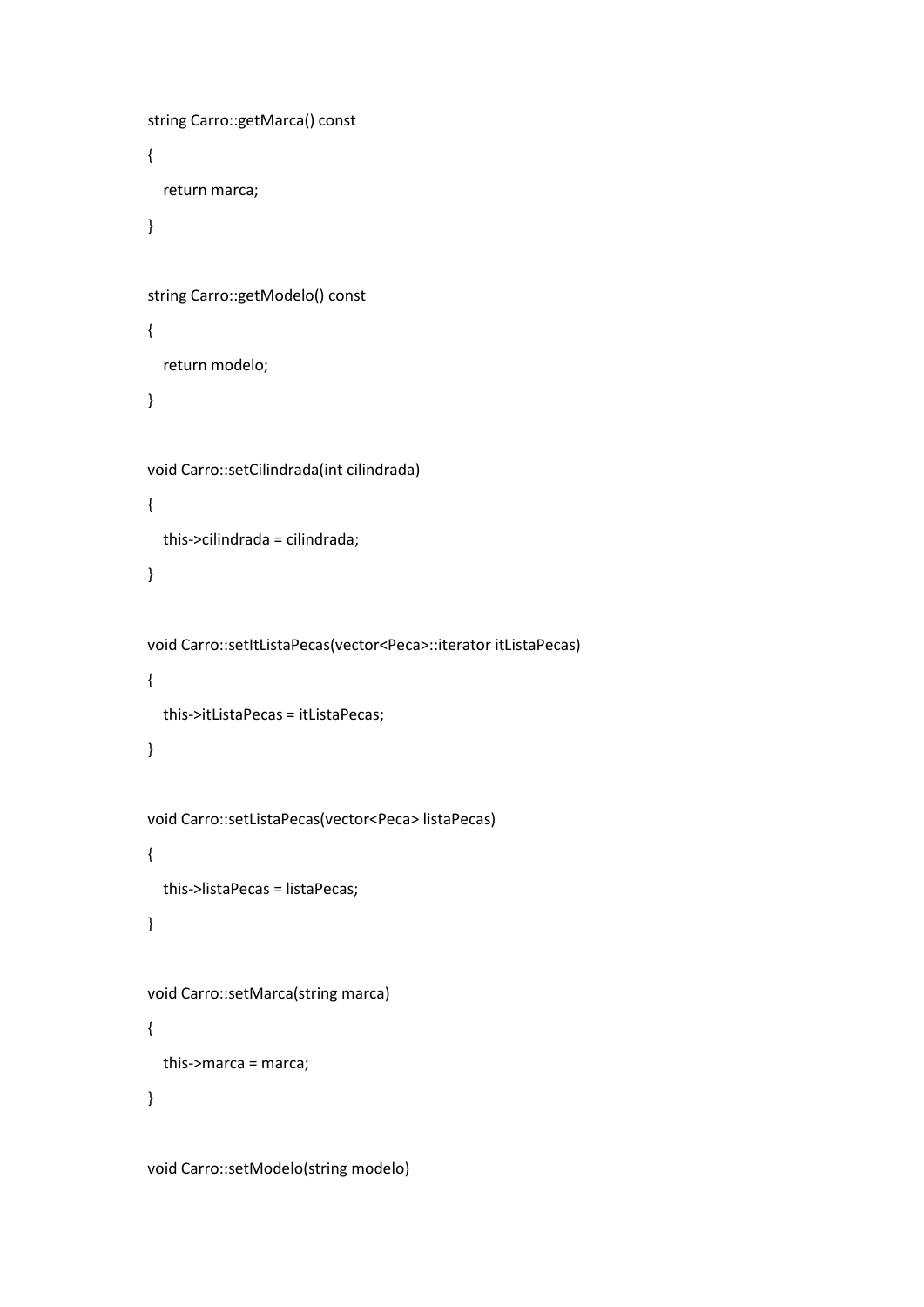```
string Carro::getMarca() const

{

   return marca;

}


string Carro::getModelo() const

{

   return modelo;

}


void Carro::setCilindrada(int cilindrada)

{

   this->cilindrada = cilindrada;

}


void Carro::setItListaPecas(vector<Peca>::iterator itListaPecas)

{

   this->itListaPecas = itListaPecas;

}


void Carro::setListaPecas(vector<Peca> listaPecas)

{

   this->listaPecas = listaPecas;

}


void Carro::setMarca(string marca)

{

   this->marca = marca;

}


void Carro::setModelo(string modelo)
```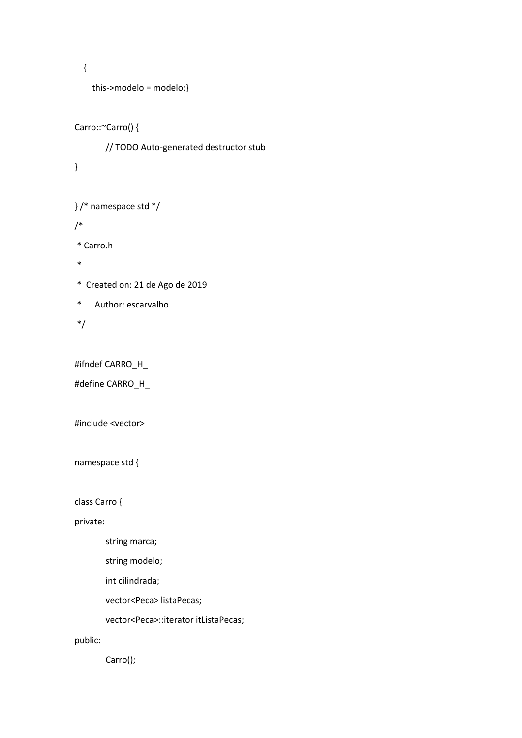```
    {
        this->modelo = modelo;}

Carro::~Carro() {
        // TODO Auto-generated destructor stub
}

} /* namespace std */
/*
 * Carro.h
 *
 *  Created on: 21 de Ago de 2019
 *      Author: escarvalho
 */

#ifndef CARRO_H_
#define CARRO_H_

#include <vector>

namespace std {

class Carro {
private:
        string marca;
        string modelo;
        int cilindrada;
        vector<Peca> listaPecas;
        vector<Peca>::iterator itListaPecas;
public:
        Carro();
```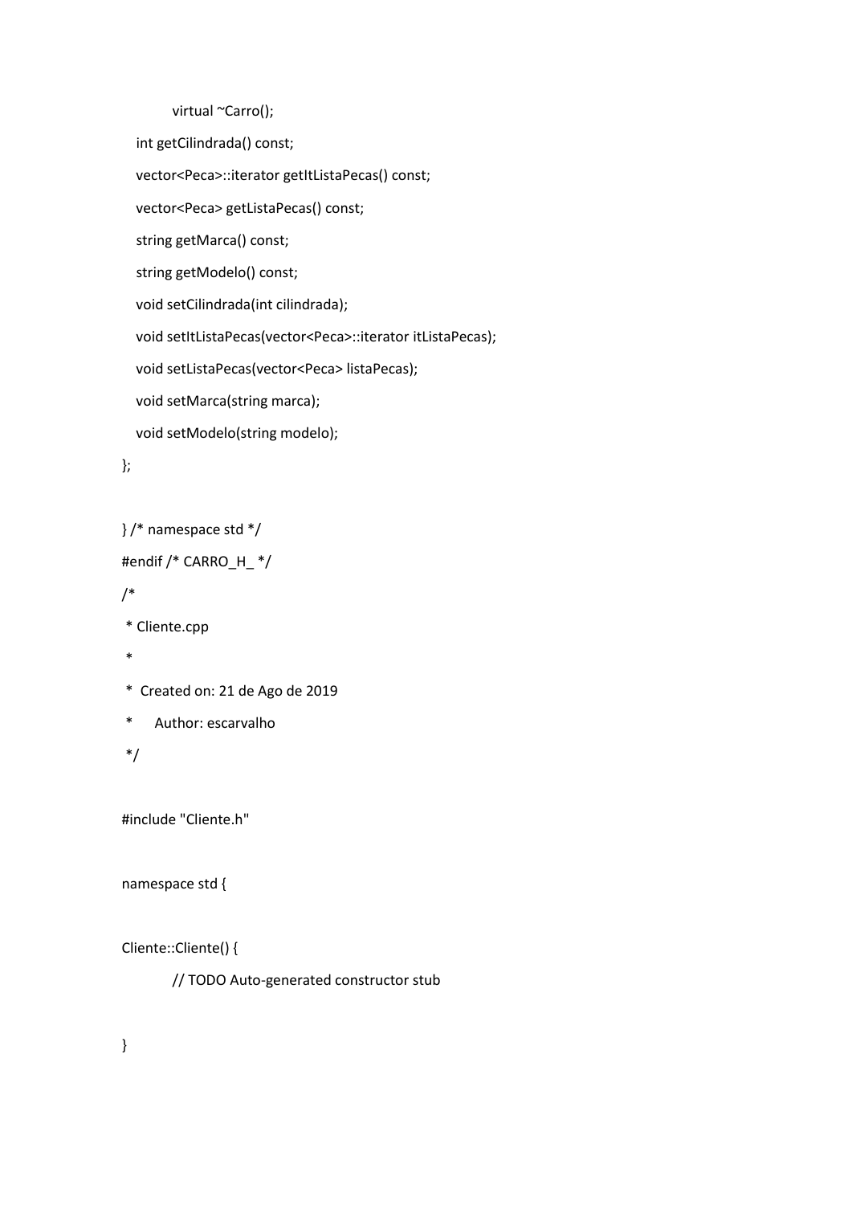```
	virtual ~Carro();
   int getCilindrada() const;
   vector<Peca>::iterator getItListaPecas() const;
   vector<Peca> getListaPecas() const;
   string getMarca() const;
   string getModelo() const;
   void setCilindrada(int cilindrada);
   void setItListaPecas(vector<Peca>::iterator itListaPecas);
   void setListaPecas(vector<Peca> listaPecas);
   void setMarca(string marca);
   void setModelo(string modelo);
};

} /* namespace std */
#endif /* CARRO_H_ */
/*
 * Cliente.cpp
 *
 *  Created on: 21 de Ago de 2019
 *      Author: escarvalho
 */

#include "Cliente.h"

namespace std {

Cliente::Cliente() {
	// TODO Auto-generated constructor stub

}
```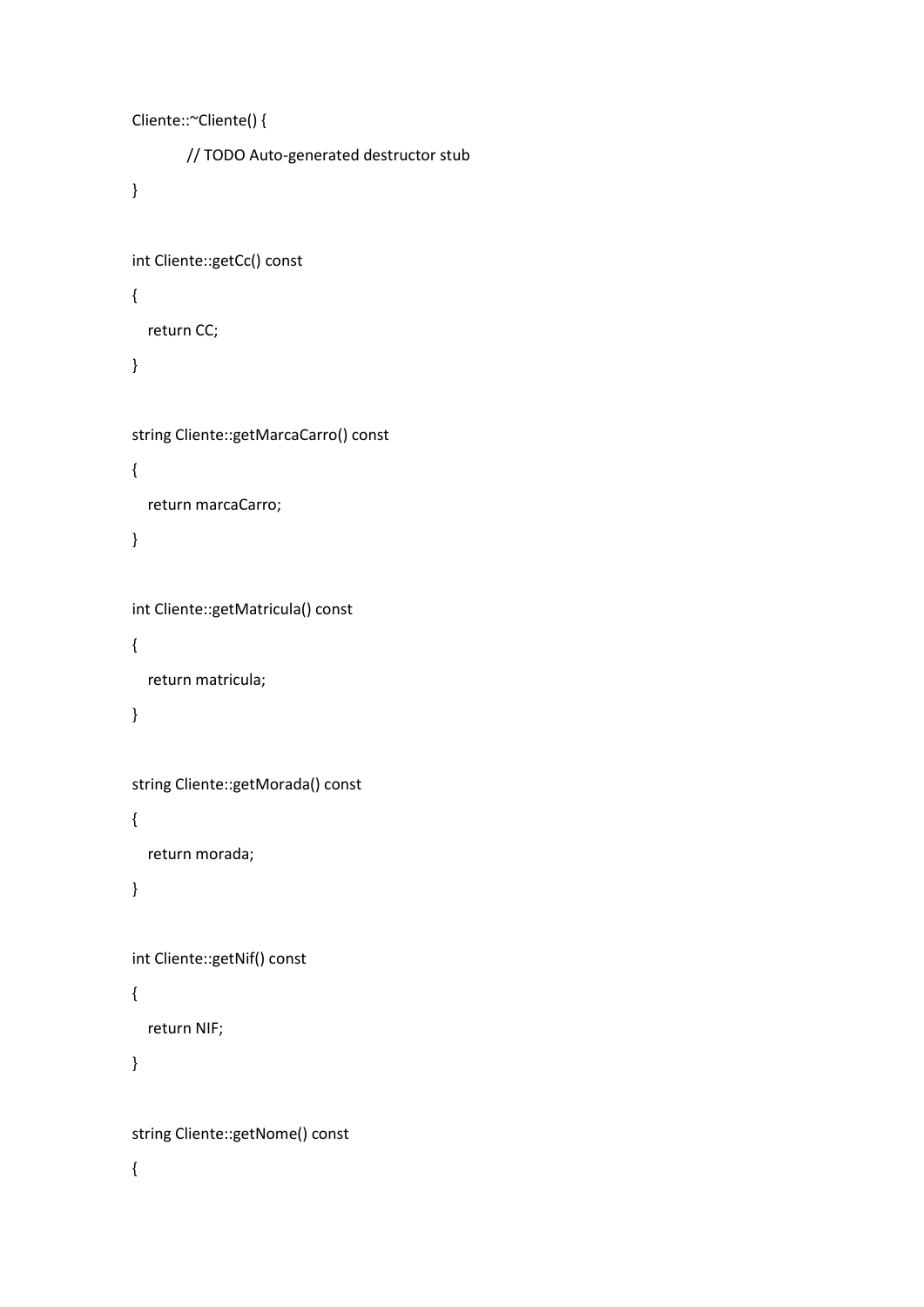```
Cliente::~Cliente() {
	// TODO Auto-generated destructor stub
}

int Cliente::getCc() const
{
   return CC;
}

string Cliente::getMarcaCarro() const
{
   return marcaCarro;
}

int Cliente::getMatricula() const
{
   return matricula;
}

string Cliente::getMorada() const
{
   return morada;
}

int Cliente::getNif() const
{
   return NIF;
}

string Cliente::getNome() const
{
```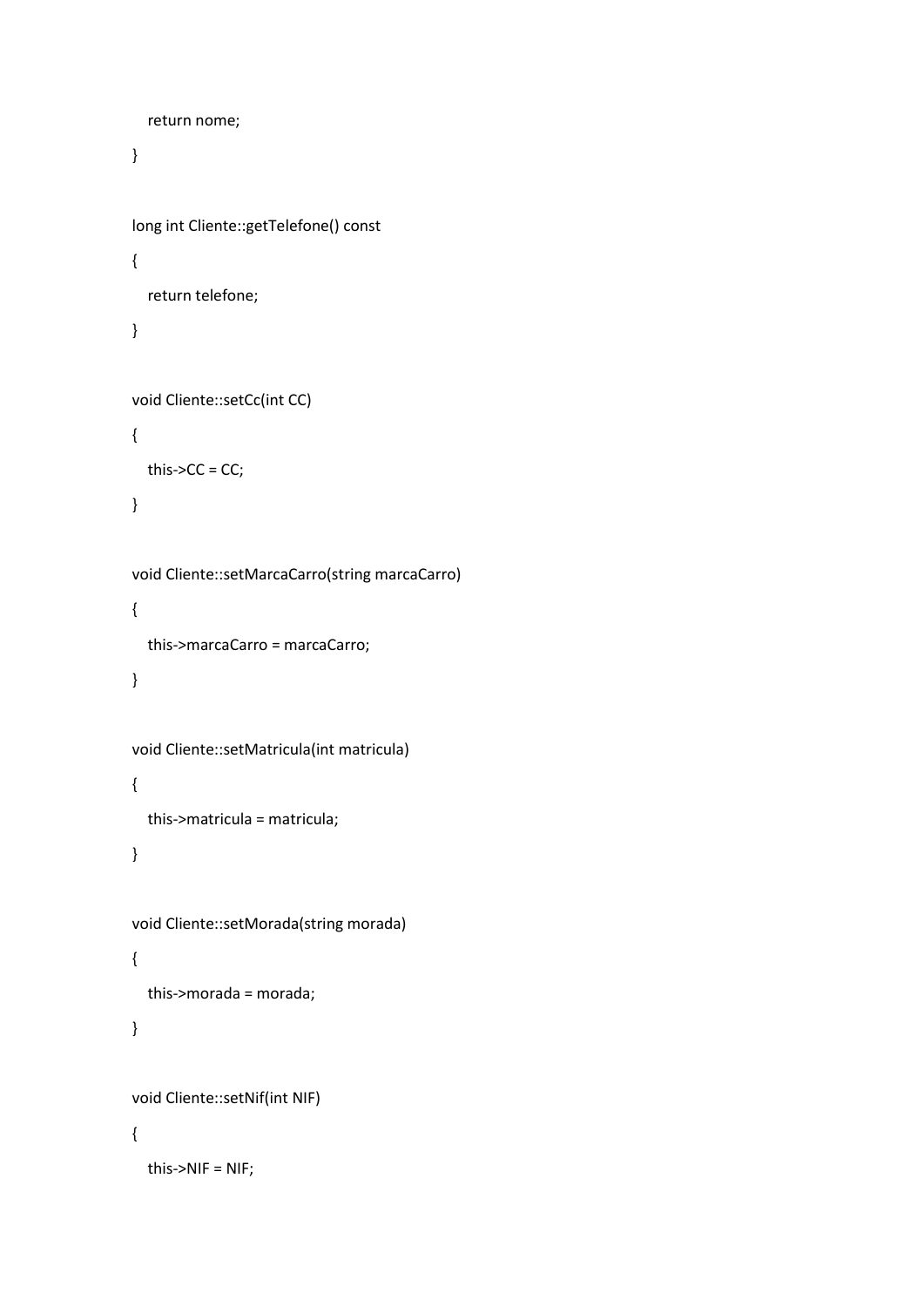```
    return nome;
}

long int Cliente::getTelefone() const
{
    return telefone;
}

void Cliente::setCc(int CC)
{
    this->CC = CC;
}

void Cliente::setMarcaCarro(string marcaCarro)
{
    this->marcaCarro = marcaCarro;
}

void Cliente::setMatricula(int matricula)
{
    this->matricula = matricula;
}

void Cliente::setMorada(string morada)
{
    this->morada = morada;
}

void Cliente::setNif(int NIF)
{
    this->NIF = NIF;
```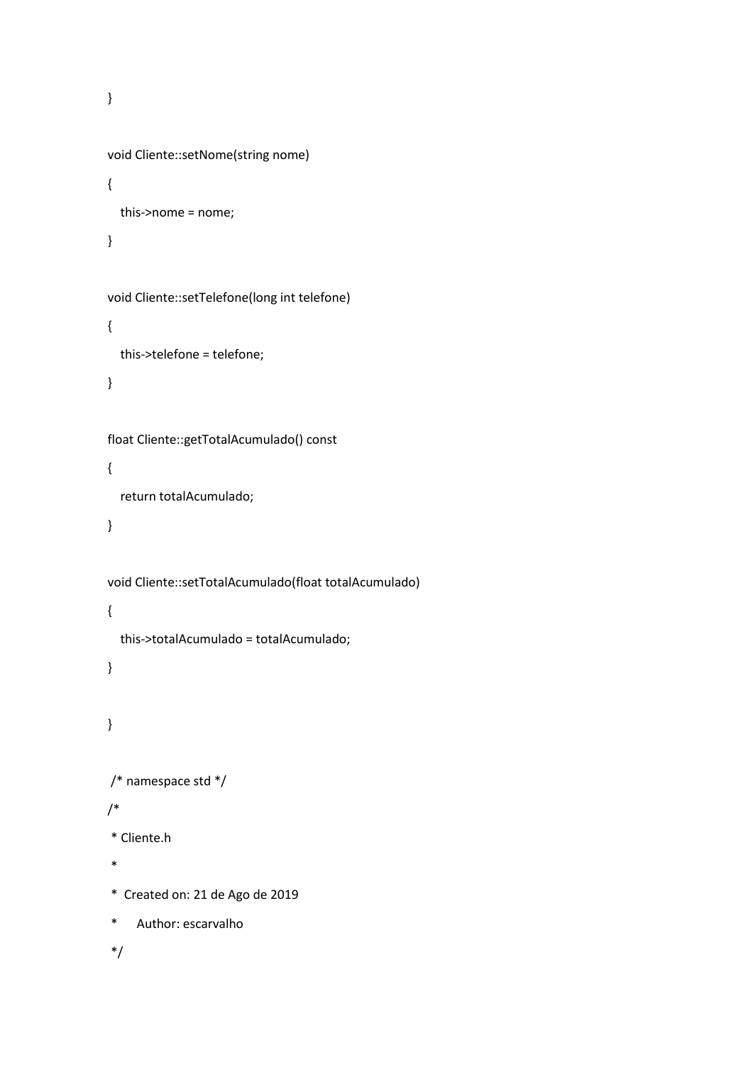```
}

void Cliente::setNome(string nome)
{
   this->nome = nome;
}

void Cliente::setTelefone(long int telefone)
{
   this->telefone = telefone;
}

float Cliente::getTotalAcumulado() const
{
   return totalAcumulado;
}

void Cliente::setTotalAcumulado(float totalAcumulado)
{
   this->totalAcumulado = totalAcumulado;
}

}

 /* namespace std */
/*
 * Cliente.h
 *
 *  Created on: 21 de Ago de 2019
 *      Author: escarvalho
 */
```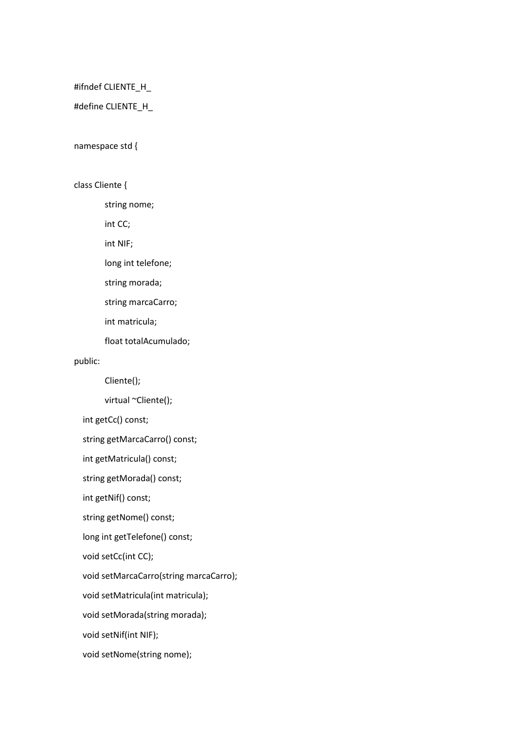```
#ifndef CLIENTE_H_
#define CLIENTE_H_

namespace std {

class Cliente {
	string nome;
	int CC;
	int NIF;
	long int telefone;
	string morada;
	string marcaCarro;
	int matricula;
	float totalAcumulado;
public:
	Cliente();
	virtual ~Cliente();
   int getCc() const;
   string getMarcaCarro() const;
   int getMatricula() const;
   string getMorada() const;
   int getNif() const;
   string getNome() const;
   long int getTelefone() const;
   void setCc(int CC);
   void setMarcaCarro(string marcaCarro);
   void setMatricula(int matricula);
   void setMorada(string morada);
   void setNif(int NIF);
   void setNome(string nome);
```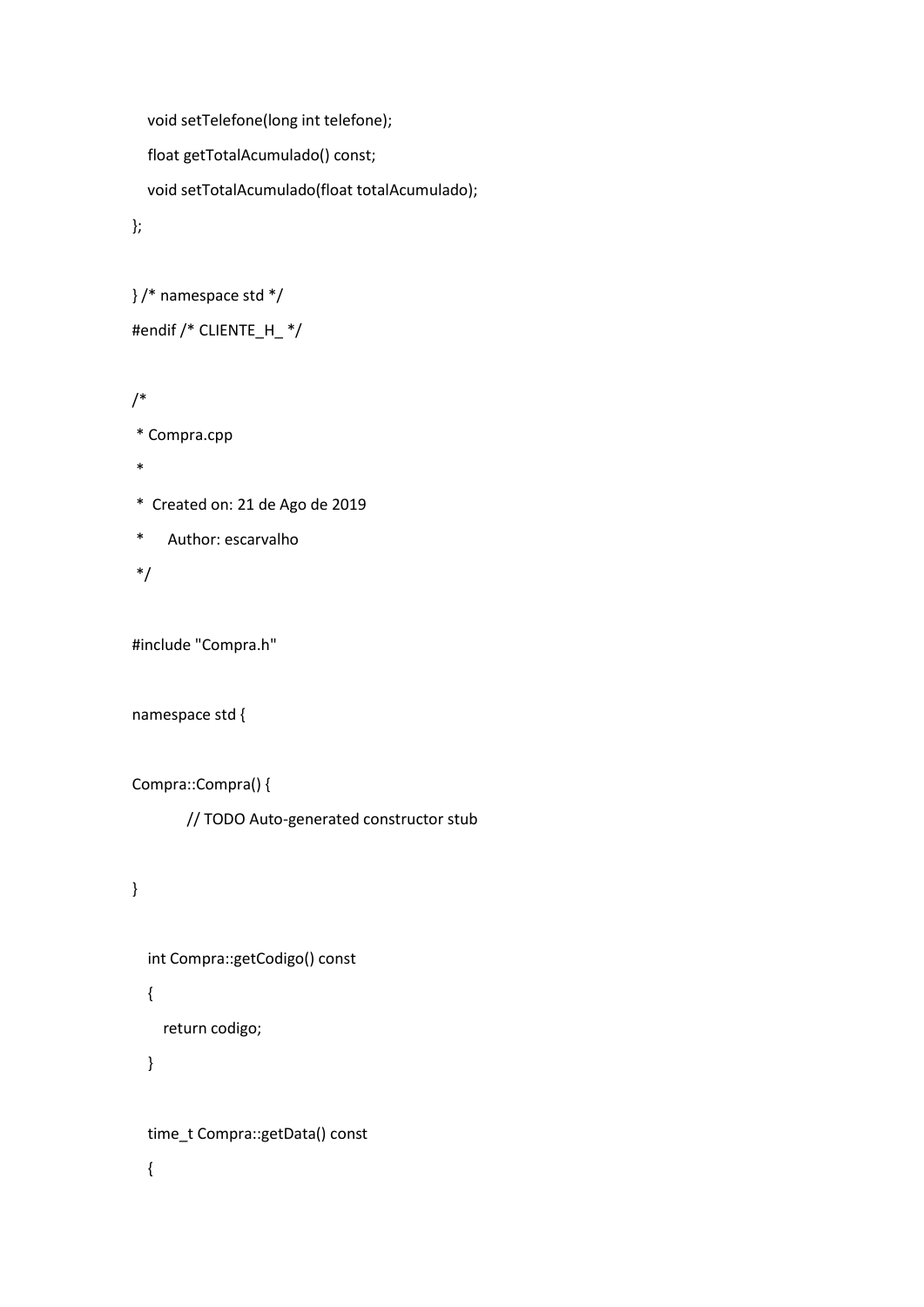```
   void setTelefone(long int telefone);
   float getTotalAcumulado() const;
   void setTotalAcumulado(float totalAcumulado);
};

} /* namespace std */
#endif /* CLIENTE_H_ */

/*
 * Compra.cpp
 *
 *  Created on: 21 de Ago de 2019
 *      Author: escarvalho
 */

#include "Compra.h"

namespace std {

Compra::Compra() {
	// TODO Auto-generated constructor stub

}

   int Compra::getCodigo() const
   {
      return codigo;
   }

   time_t Compra::getData() const
   {
```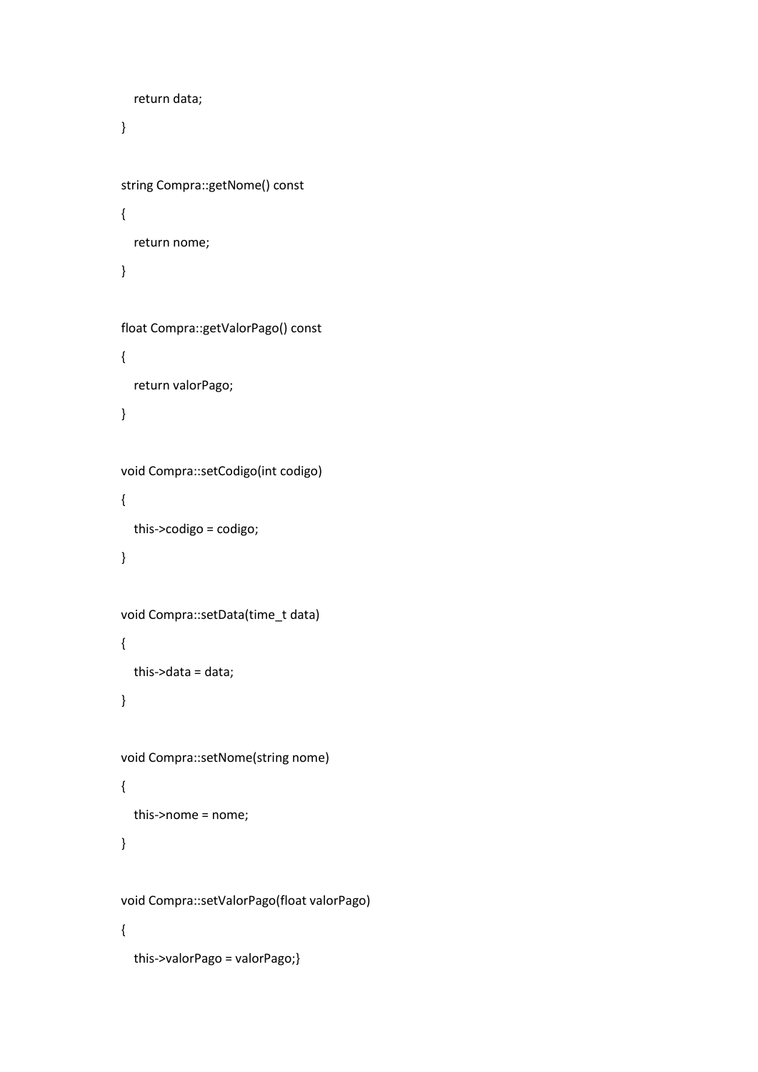```
    return data;
}

string Compra::getNome() const
{
    return nome;
}

float Compra::getValorPago() const
{
    return valorPago;
}

void Compra::setCodigo(int codigo)
{
    this->codigo = codigo;
}

void Compra::setData(time_t data)
{
    this->data = data;
}

void Compra::setNome(string nome)
{
    this->nome = nome;
}

void Compra::setValorPago(float valorPago)
{
    this->valorPago = valorPago;}
```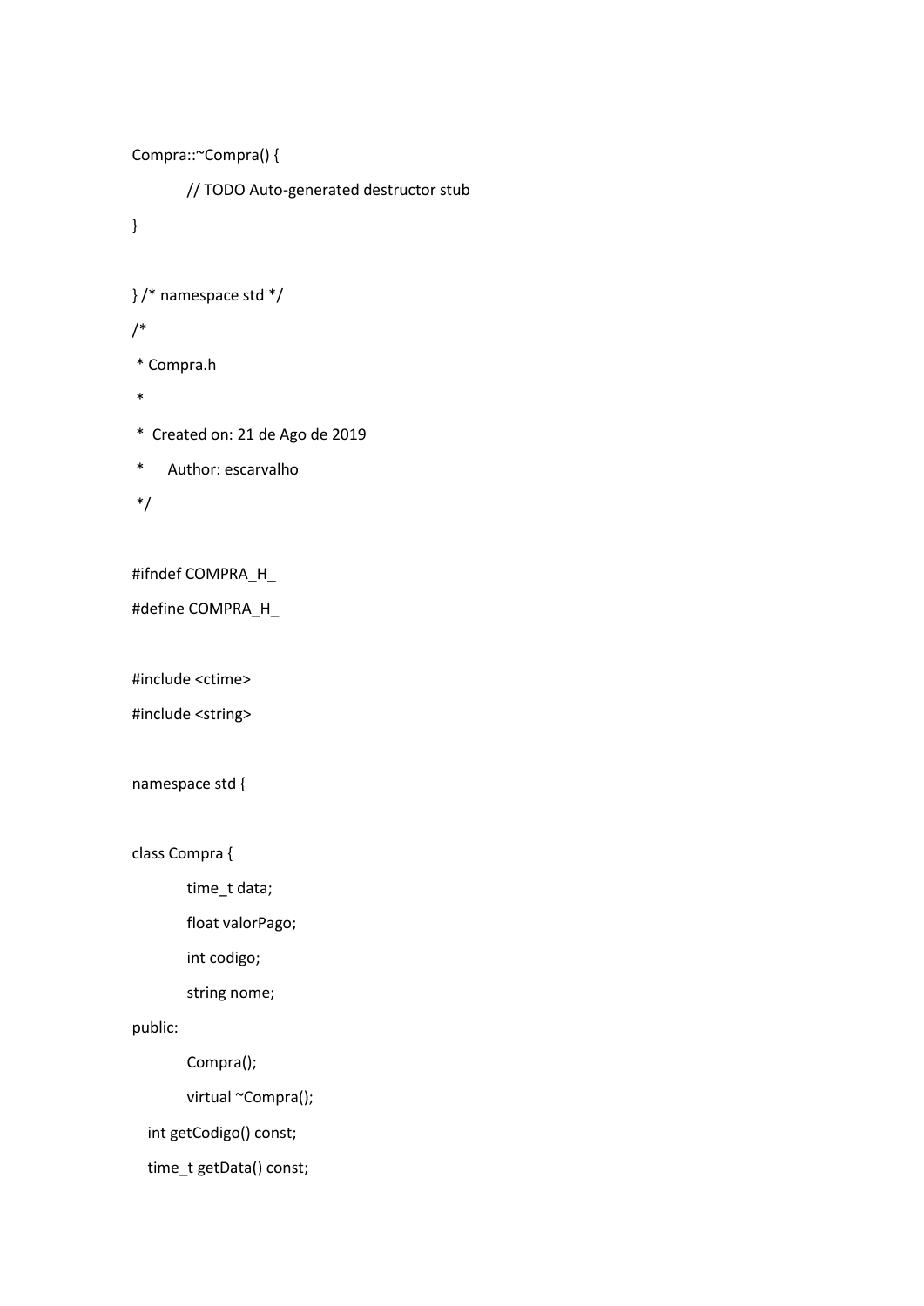```
Compra::~Compra() {
	// TODO Auto-generated destructor stub
}

} /* namespace std */
/*
 * Compra.h
 *
 *  Created on: 21 de Ago de 2019
 *      Author: escarvalho
 */

#ifndef COMPRA_H_
#define COMPRA_H_

#include <ctime>
#include <string>

namespace std {

class Compra {
	time_t data;
	float valorPago;
	int codigo;
	string nome;
public:
	Compra();
	virtual ~Compra();
   int getCodigo() const;
   time_t getData() const;
```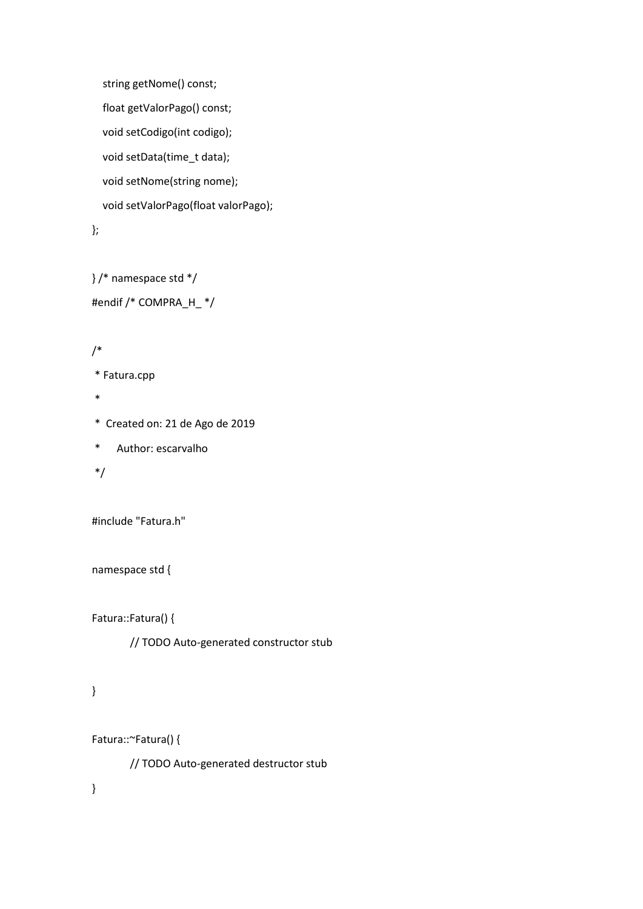```
   string getNome() const;
   float getValorPago() const;
   void setCodigo(int codigo);
   void setData(time_t data);
   void setNome(string nome);
   void setValorPago(float valorPago);
};

} /* namespace std */
#endif /* COMPRA_H_ */

/*
 * Fatura.cpp
 *
 *  Created on: 21 de Ago de 2019
 *      Author: escarvalho
 */

#include "Fatura.h"

namespace std {

Fatura::Fatura() {
	// TODO Auto-generated constructor stub

}

Fatura::~Fatura() {
	// TODO Auto-generated destructor stub
}
```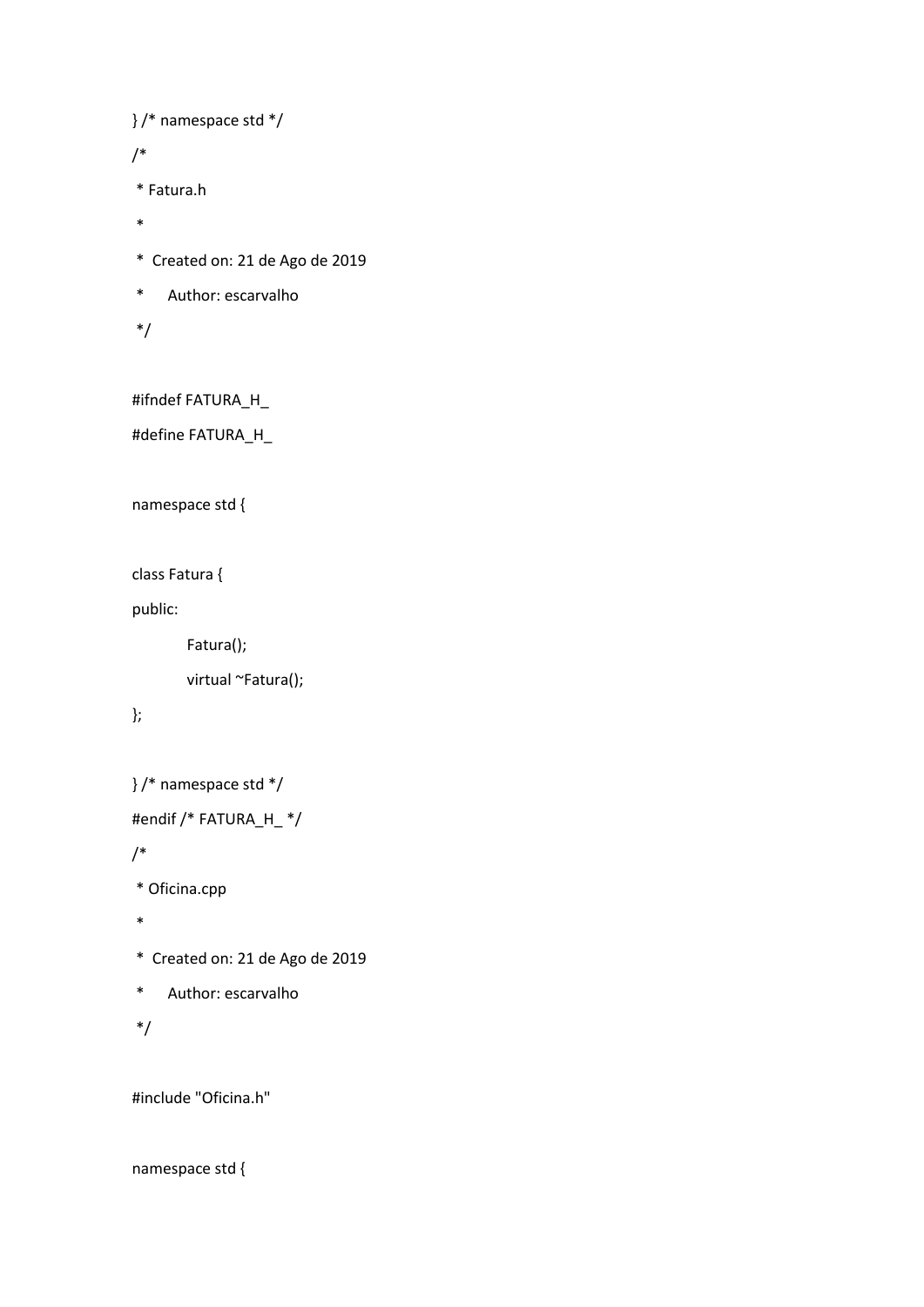```
} /* namespace std */
/*
 * Fatura.h
 *
 *  Created on: 21 de Ago de 2019
 *      Author: escarvalho
 */

#ifndef FATURA_H_
#define FATURA_H_

namespace std {

class Fatura {
public:
	Fatura();
	virtual ~Fatura();
};

} /* namespace std */
#endif /* FATURA_H_ */
/*
 * Oficina.cpp
 *
 *  Created on: 21 de Ago de 2019
 *      Author: escarvalho
 */

#include "Oficina.h"

namespace std {
```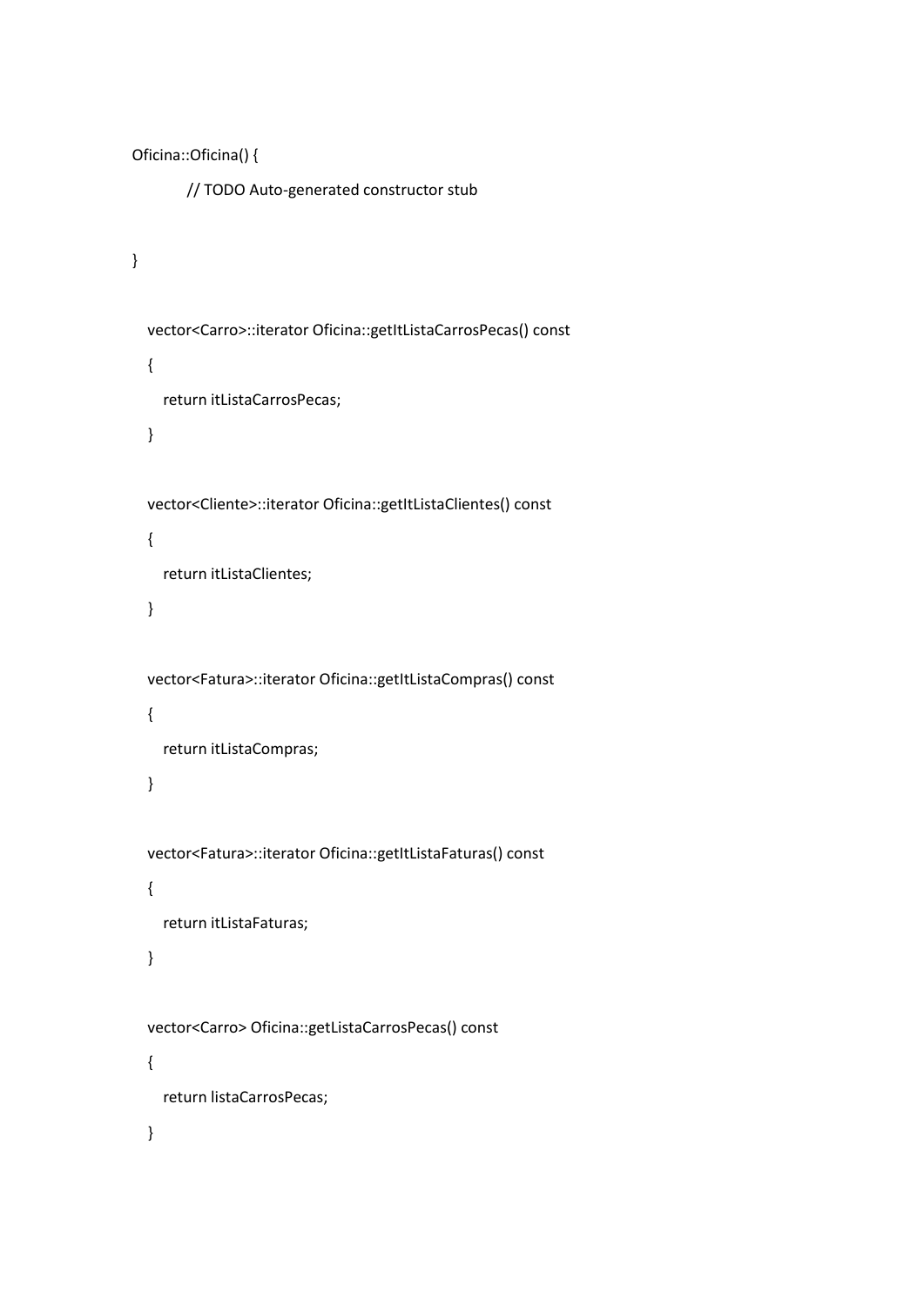```
Oficina::Oficina() {
	// TODO Auto-generated constructor stub

}

  vector<Carro>::iterator Oficina::getItListaCarrosPecas() const
  {
    return itListaCarrosPecas;
  }

  vector<Cliente>::iterator Oficina::getItListaClientes() const
  {
    return itListaClientes;
  }

  vector<Fatura>::iterator Oficina::getItListaCompras() const
  {
    return itListaCompras;
  }

  vector<Fatura>::iterator Oficina::getItListaFaturas() const
  {
    return itListaFaturas;
  }

  vector<Carro> Oficina::getListaCarrosPecas() const
  {
    return listaCarrosPecas;
  }
```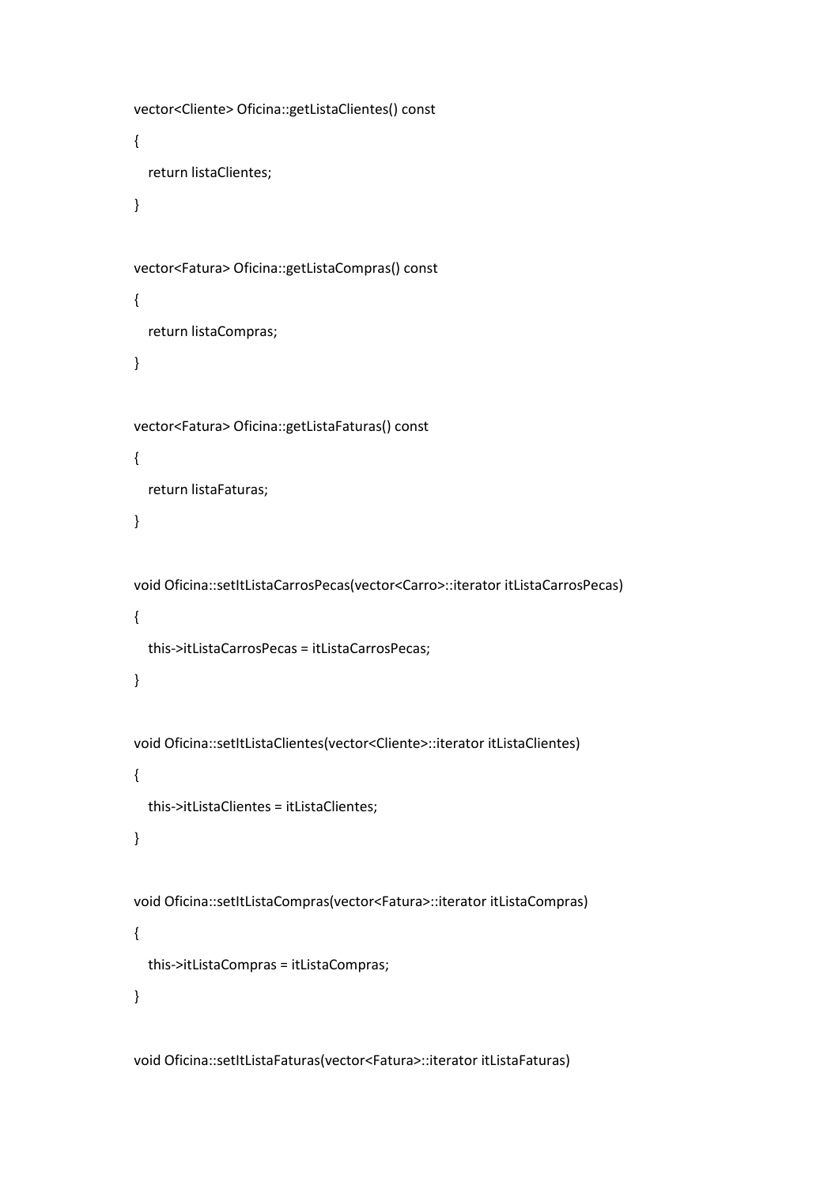```
vector<Cliente> Oficina::getListaClientes() const
{
    return listaClientes;
}

vector<Fatura> Oficina::getListaCompras() const
{
    return listaCompras;
}

vector<Fatura> Oficina::getListaFaturas() const
{
    return listaFaturas;
}

void Oficina::setItListaCarrosPecas(vector<Carro>::iterator itListaCarrosPecas)
{
    this->itListaCarrosPecas = itListaCarrosPecas;
}

void Oficina::setItListaClientes(vector<Cliente>::iterator itListaClientes)
{
    this->itListaClientes = itListaClientes;
}

void Oficina::setItListaCompras(vector<Fatura>::iterator itListaCompras)
{
    this->itListaCompras = itListaCompras;
}

void Oficina::setItListaFaturas(vector<Fatura>::iterator itListaFaturas)
```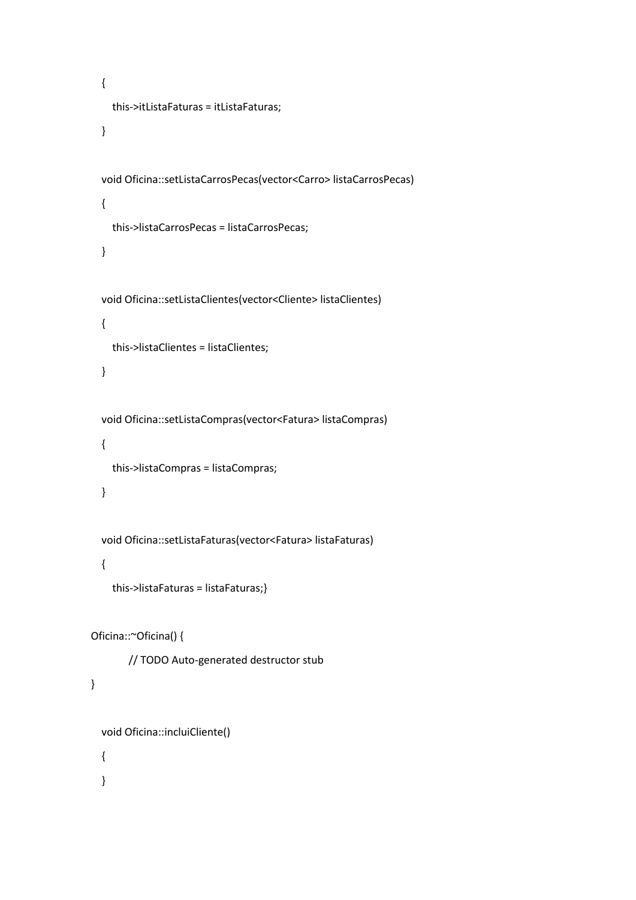```
   {
      this->itListaFaturas = itListaFaturas;
   }

   void Oficina::setListaCarrosPecas(vector<Carro> listaCarrosPecas)
   {
      this->listaCarrosPecas = listaCarrosPecas;
   }

   void Oficina::setListaClientes(vector<Cliente> listaClientes)
   {
      this->listaClientes = listaClientes;
   }

   void Oficina::setListaCompras(vector<Fatura> listaCompras)
   {
      this->listaCompras = listaCompras;
   }

   void Oficina::setListaFaturas(vector<Fatura> listaFaturas)
   {
      this->listaFaturas = listaFaturas;}

Oficina::~Oficina() {
        // TODO Auto-generated destructor stub
}

   void Oficina::incluiCliente()
   {
   }
```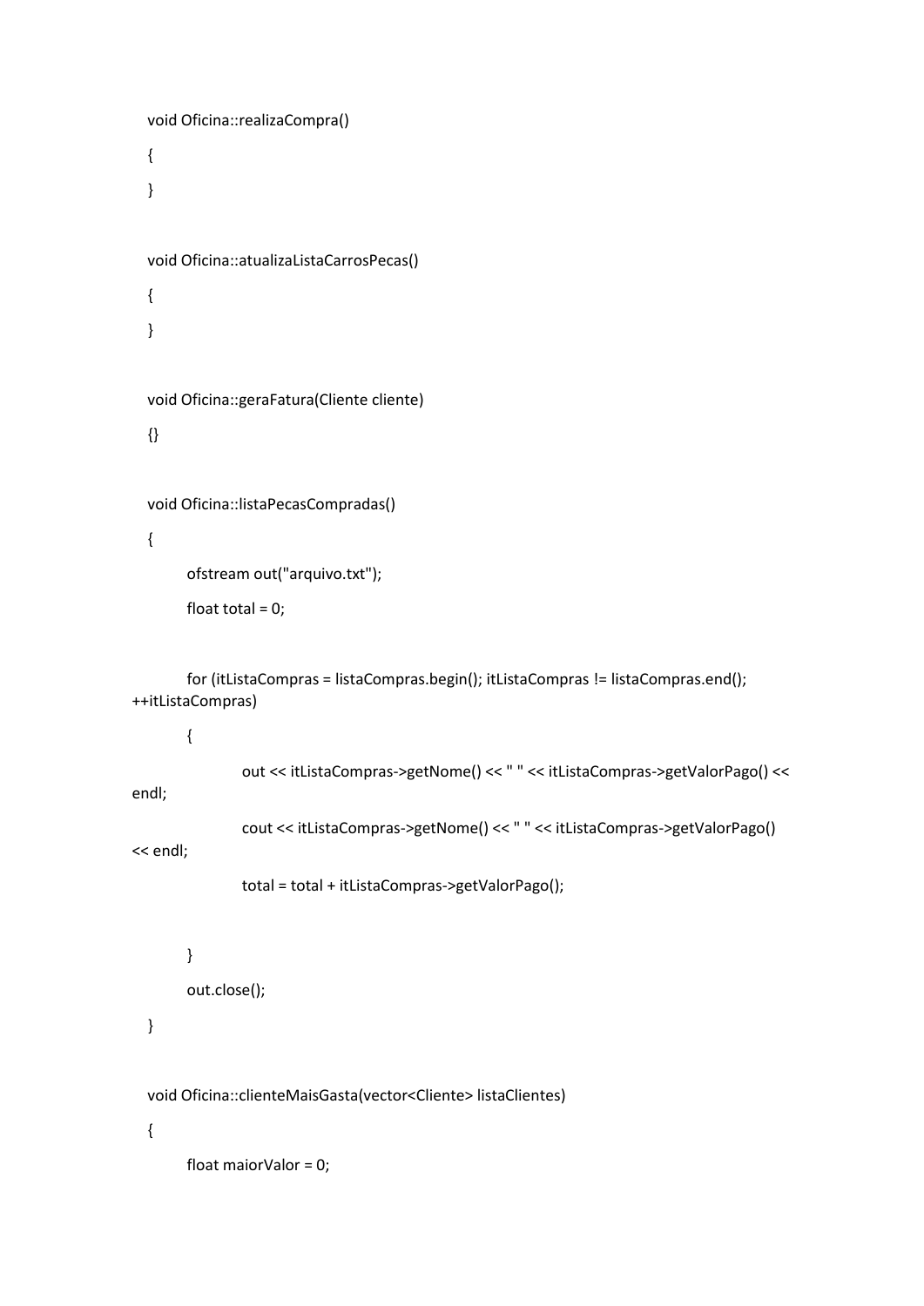```
void Oficina::realizaCompra()
{
}

void Oficina::atualizaListaCarrosPecas()
{
}

void Oficina::geraFatura(Cliente cliente)
{}

void Oficina::listaPecasCompradas()
{
	ofstream out("arquivo.txt");
	float total = 0;

	for (itListaCompras = listaCompras.begin(); itListaCompras != listaCompras.end();
++itListaCompras)
	{
		out << itListaCompras->getNome() << " " << itListaCompras->getValorPago() <<
endl;
		cout << itListaCompras->getNome() << " " << itListaCompras->getValorPago()
<< endl;
		total = total + itListaCompras->getValorPago();

	}
	out.close();
}

void Oficina::clienteMaisGasta(vector<Cliente> listaClientes)
{
	float maiorValor = 0;
```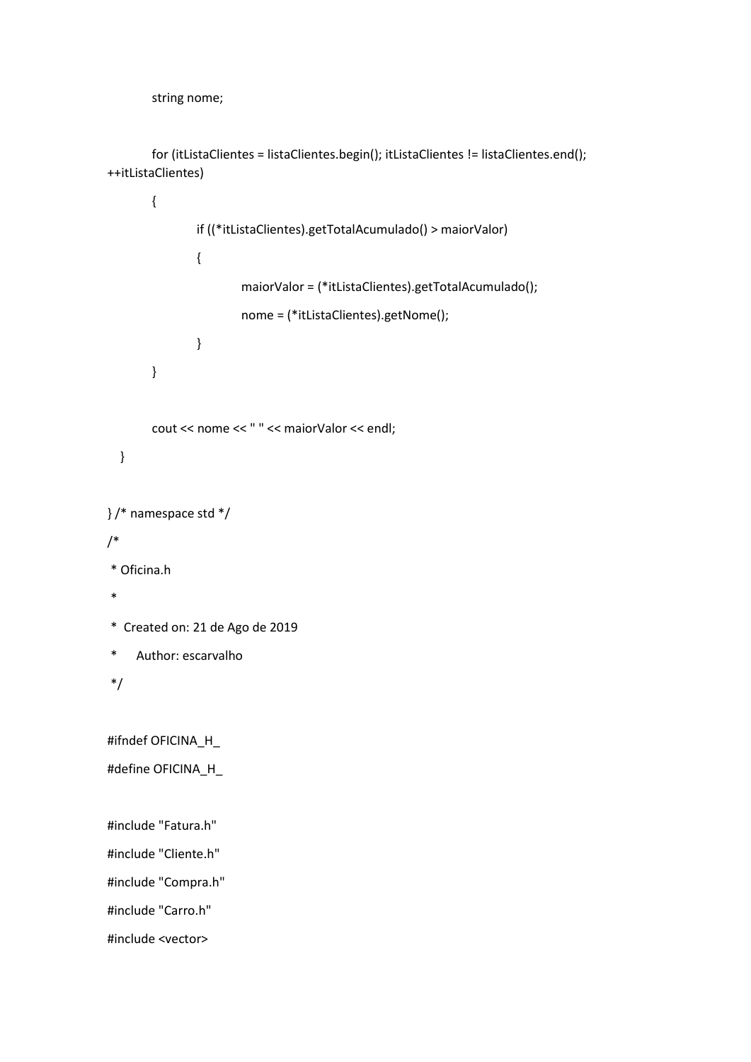```
        string nome;

        for (itListaClientes = listaClientes.begin(); itListaClientes != listaClientes.end();
++itListaClientes)
        {
                if ((*itListaClientes).getTotalAcumulado() > maiorValor)
                {
                        maiorValor = (*itListaClientes).getTotalAcumulado();
                        nome = (*itListaClientes).getNome();
                }
        }

        cout << nome << " " << maiorValor << endl;
    }

} /* namespace std */
/*
 * Oficina.h
 *
 *  Created on: 21 de Ago de 2019
 *      Author: escarvalho
 */

#ifndef OFICINA_H_
#define OFICINA_H_

#include "Fatura.h"
#include "Cliente.h"
#include "Compra.h"
#include "Carro.h"
#include <vector>
```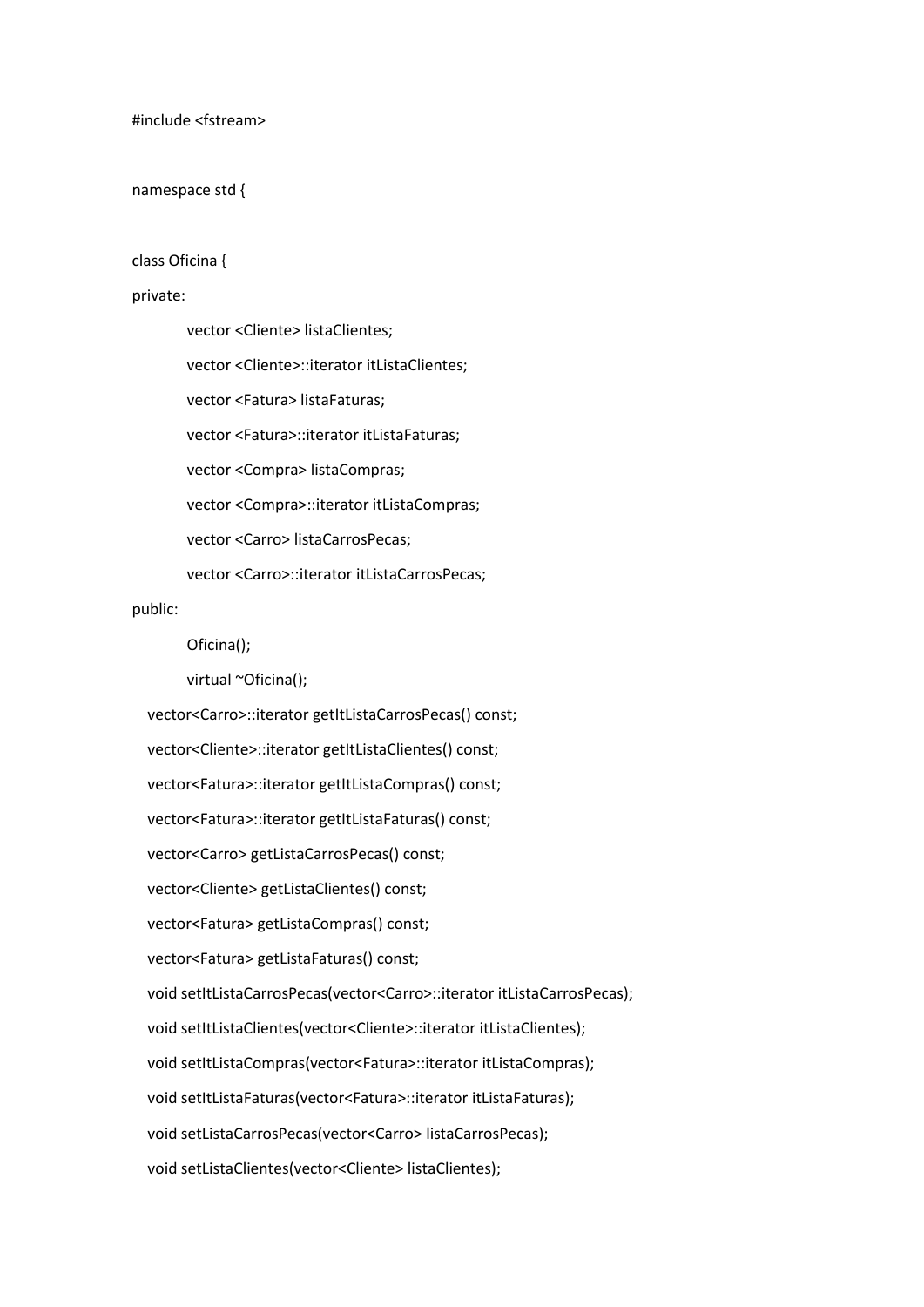```
#include <fstream>

namespace std {

class Oficina {
private:
        vector <Cliente> listaClientes;
        vector <Cliente>::iterator itListaClientes;
        vector <Fatura> listaFaturas;
        vector <Fatura>::iterator itListaFaturas;
        vector <Compra> listaCompras;
        vector <Compra>::iterator itListaCompras;
        vector <Carro> listaCarrosPecas;
        vector <Carro>::iterator itListaCarrosPecas;
public:
        Oficina();
        virtual ~Oficina();
    vector<Carro>::iterator getItListaCarrosPecas() const;
    vector<Cliente>::iterator getItListaClientes() const;
    vector<Fatura>::iterator getItListaCompras() const;
    vector<Fatura>::iterator getItListaFaturas() const;
    vector<Carro> getListaCarrosPecas() const;
    vector<Cliente> getListaClientes() const;
    vector<Fatura> getListaCompras() const;
    vector<Fatura> getListaFaturas() const;
    void setItListaCarrosPecas(vector<Carro>::iterator itListaCarrosPecas);
    void setItListaClientes(vector<Cliente>::iterator itListaClientes);
    void setItListaCompras(vector<Fatura>::iterator itListaCompras);
    void setItListaFaturas(vector<Fatura>::iterator itListaFaturas);
    void setListaCarrosPecas(vector<Carro> listaCarrosPecas);
    void setListaClientes(vector<Cliente> listaClientes);
```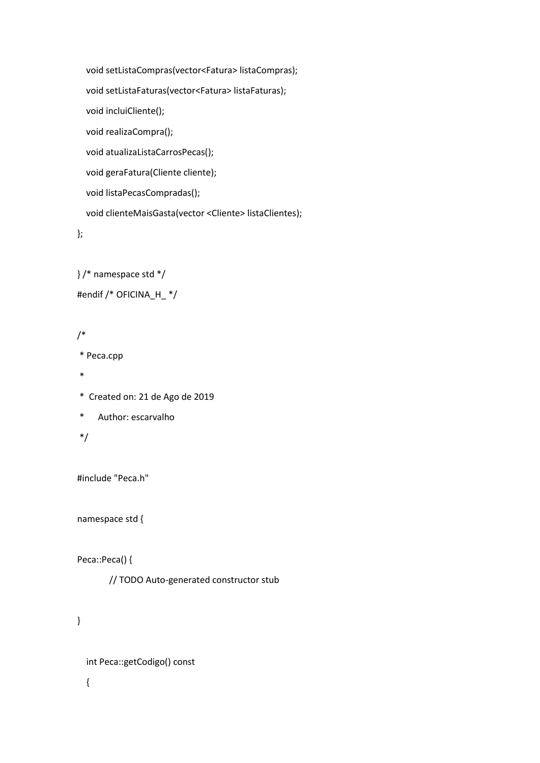```
   void setListaCompras(vector<Fatura> listaCompras);
   void setListaFaturas(vector<Fatura> listaFaturas);
   void incluiCliente();
   void realizaCompra();
   void atualizaListaCarrosPecas();
   void geraFatura(Cliente cliente);
   void listaPecasCompradas();
   void clienteMaisGasta(vector <Cliente> listaClientes);
};

} /* namespace std */
#endif /* OFICINA_H_ */

/*
 * Peca.cpp
 *
 *  Created on: 21 de Ago de 2019
 *      Author: escarvalho
 */

#include "Peca.h"

namespace std {

Peca::Peca() {
	// TODO Auto-generated constructor stub

}

   int Peca::getCodigo() const
   {
```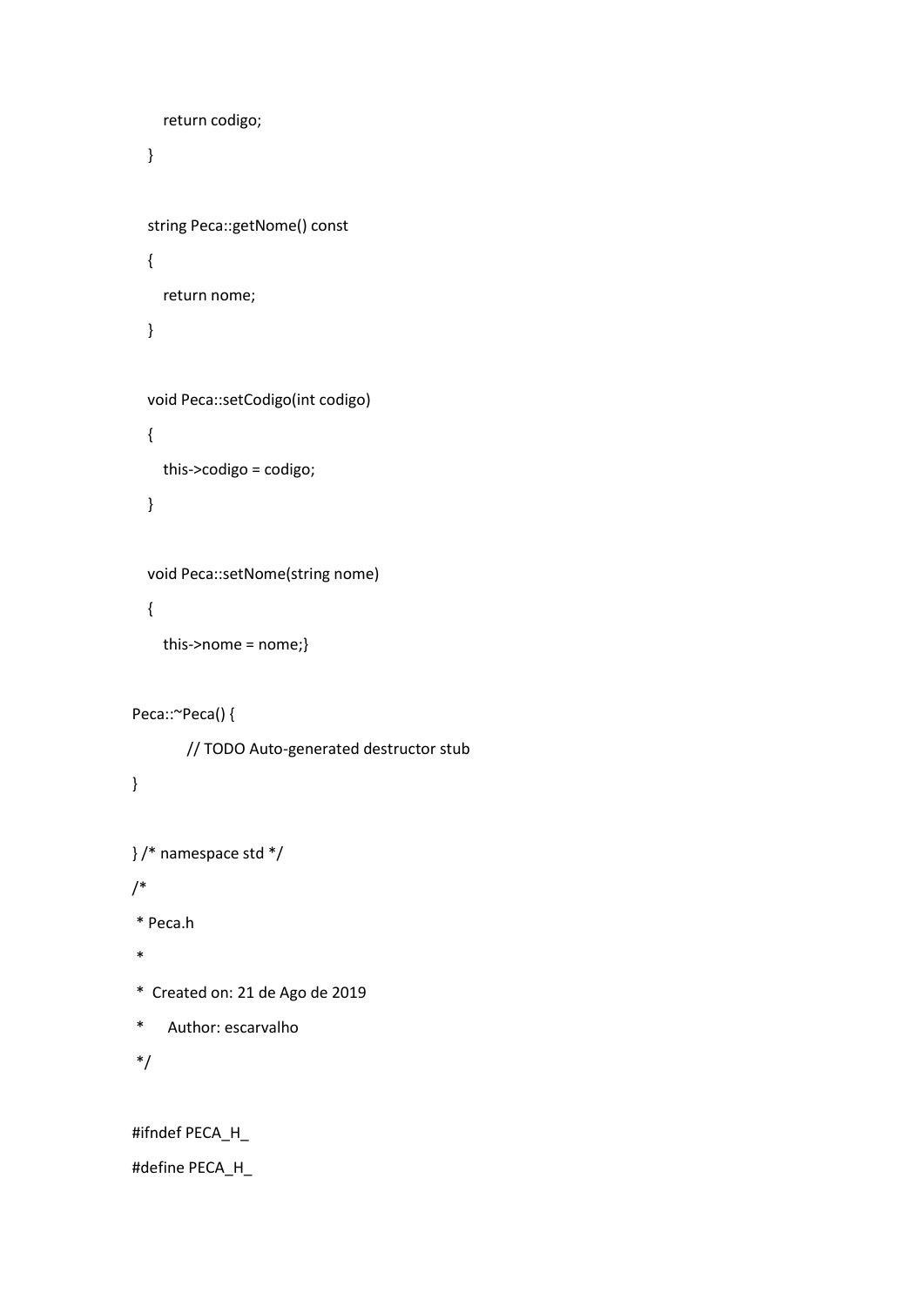```
      return codigo;
   }

   string Peca::getNome() const
   {
      return nome;
   }

   void Peca::setCodigo(int codigo)
   {
      this->codigo = codigo;
   }

   void Peca::setNome(string nome)
   {
      this->nome = nome;}

Peca::~Peca() {
        // TODO Auto-generated destructor stub
}

} /* namespace std */
/*
 * Peca.h
 *
 *  Created on: 21 de Ago de 2019
 *      Author: escarvalho
 */

#ifndef PECA_H_
#define PECA_H_
```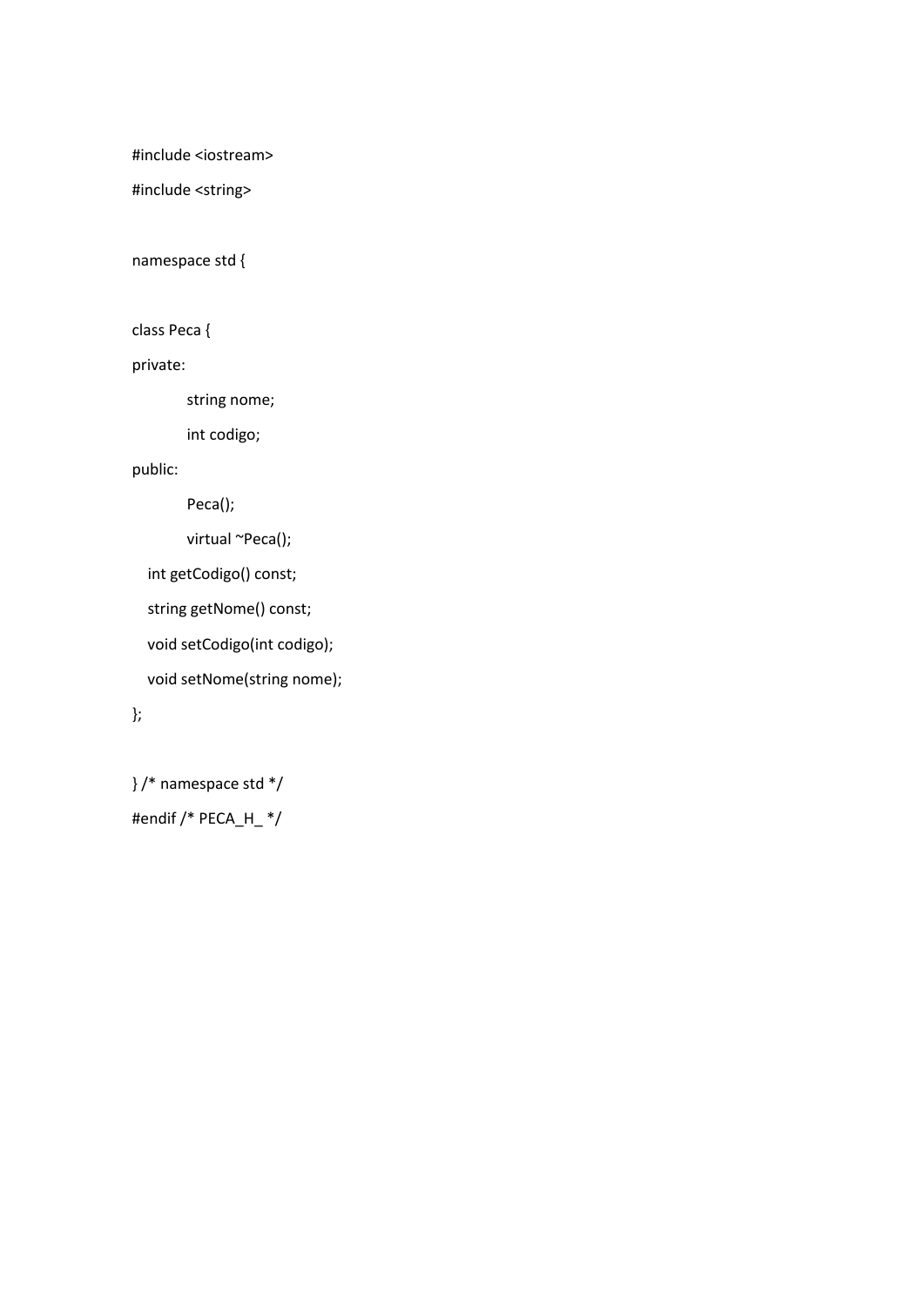```
#include <iostream>
#include <string>

namespace std {

class Peca {
private:
	string nome;
	int codigo;
public:
	Peca();
	virtual ~Peca();
   int getCodigo() const;
   string getNome() const;
   void setCodigo(int codigo);
   void setNome(string nome);
};

} /* namespace std */
#endif /* PECA_H_ */
```